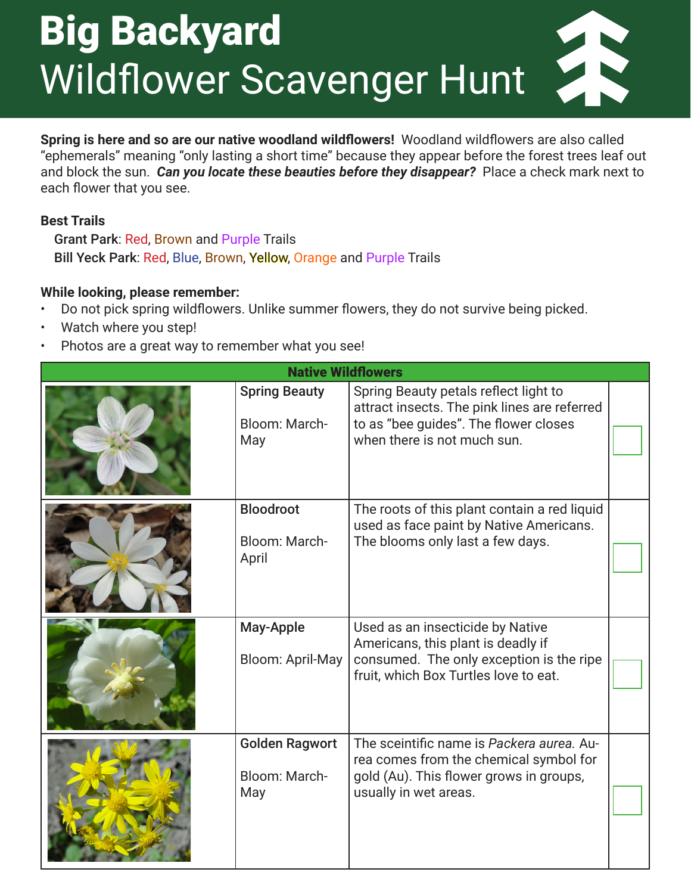# **Big Backyard**
# Wildflower Scavenger Hunt

**Spring is here and so are our native woodland wildflowers!** Woodland wildflowers are also called "ephemerals" meaning "only lasting a short time" because they appear before the forest trees leaf out and block the sun. ***Can you locate these beauties before they disappear?*** Place a check mark next to each flower that you see.

**Best Trails**

**Grant Park**: Red, Brown and Purple Trails
**Bill Yeck Park**: Red, Blue, Brown, Yellow, Orange and Purple Trails

**While looking, please remember:**

- Do not pick spring wildflowers. Unlike summer flowers, they do not survive being picked.
- Watch where you step!
- Photos are a great way to remember what you see!

| **Native Wildflowers** | | | |
|---|---|---|---|
| | **Spring Beauty**<br><br>Bloom: March-May | Spring Beauty petals reflect light to attract insects. The pink lines are referred to as "bee guides". The flower closes when there is not much sun. | ☐ |
| | **Bloodroot**<br><br>Bloom: March-April | The roots of this plant contain a red liquid used as face paint by Native Americans. The blooms only last a few days. | ☐ |
| | **May-Apple**<br><br>Bloom: April-May | Used as an insecticide by Native Americans, this plant is deadly if consumed. The only exception is the ripe fruit, which Box Turtles love to eat. | ☐ |
| | **Golden Ragwort**<br><br>Bloom: March-May | The sceintific name is *Packera aurea.* Aurea comes from the chemical symbol for gold (Au). This flower grows in groups, usually in wet areas. | ☐ |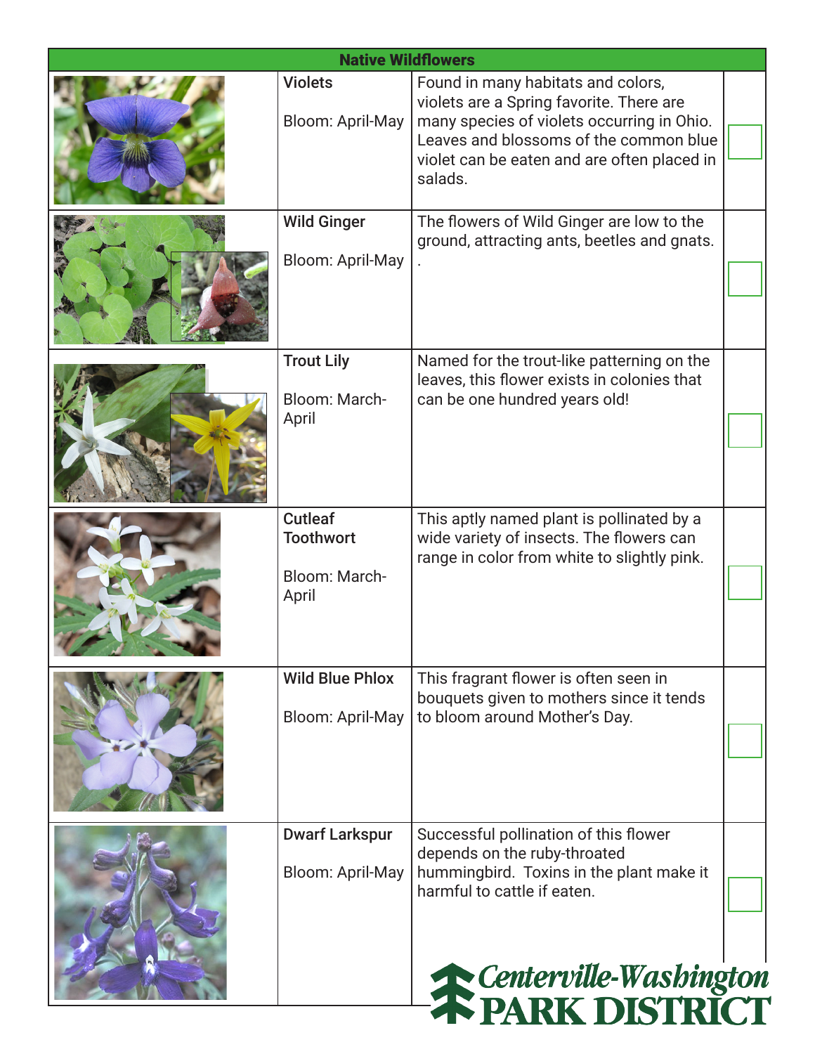| Native Wildflowers | | | |
|---|---|---|---|
| | **Violets**<br><br>Bloom: April-May | Found in many habitats and colors, violets are a Spring favorite. There are many species of violets occurring in Ohio. Leaves and blossoms of the common blue violet can be eaten and are often placed in salads. | |
| | **Wild Ginger**<br><br>Bloom: April-May | The flowers of Wild Ginger are low to the ground, attracting ants, beetles and gnats. . | |
| | **Trout Lily**<br><br>Bloom: March-April | Named for the trout-like patterning on the leaves, this flower exists in colonies that can be one hundred years old! | |
| | **Cutleaf Toothwort**<br><br>Bloom: March-April | This aptly named plant is pollinated by a wide variety of insects. The flowers can range in color from white to slightly pink. | |
| | **Wild Blue Phlox**<br><br>Bloom: April-May | This fragrant flower is often seen in bouquets given to mothers since it tends to bloom around Mother's Day. | |
| | **Dwarf Larkspur**<br><br>Bloom: April-May | Successful pollination of this flower depends on the ruby-throated hummingbird. Toxins in the plant make it harmful to cattle if eaten. | |

Centerville-Washington PARK DISTRICT